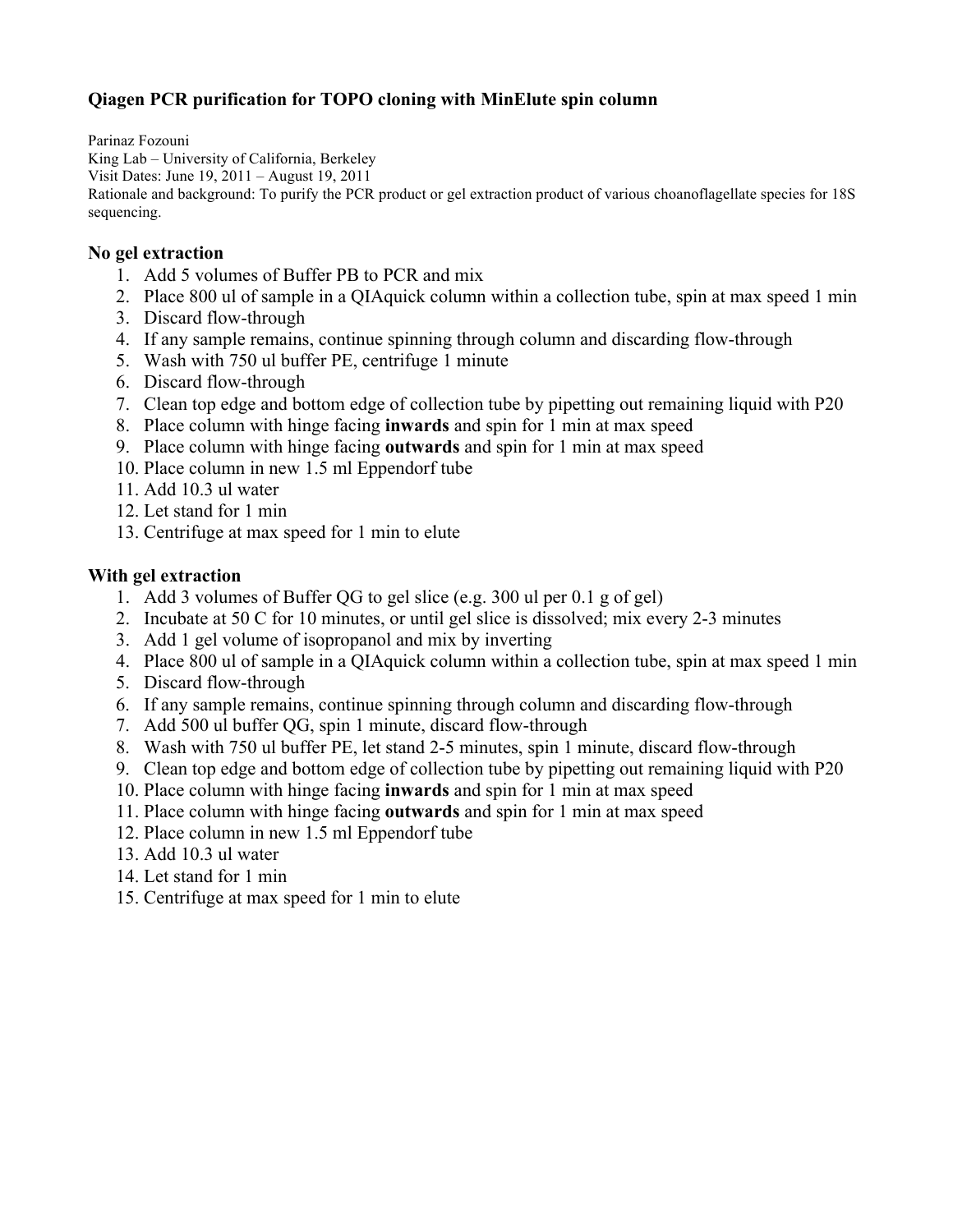# Qiagen PCR purification for TOPO cloning with MinElute spin column

Parinaz Fozouni
King Lab – University of California, Berkeley
Visit Dates: June 19, 2011 – August 19, 2011
Rationale and background: To purify the PCR product or gel extraction product of various choanoflagellate species for 18S sequencing.

## No gel extraction

1. Add 5 volumes of Buffer PB to PCR and mix
2. Place 800 ul of sample in a QIAquick column within a collection tube, spin at max speed 1 min
3. Discard flow-through
4. If any sample remains, continue spinning through column and discarding flow-through
5. Wash with 750 ul buffer PE, centrifuge 1 minute
6. Discard flow-through
7. Clean top edge and bottom edge of collection tube by pipetting out remaining liquid with P20
8. Place column with hinge facing **inwards** and spin for 1 min at max speed
9. Place column with hinge facing **outwards** and spin for 1 min at max speed
10. Place column in new 1.5 ml Eppendorf tube
11. Add 10.3 ul water
12. Let stand for 1 min
13. Centrifuge at max speed for 1 min to elute

## With gel extraction

1. Add 3 volumes of Buffer QG to gel slice (e.g. 300 ul per 0.1 g of gel)
2. Incubate at 50 C for 10 minutes, or until gel slice is dissolved; mix every 2-3 minutes
3. Add 1 gel volume of isopropanol and mix by inverting
4. Place 800 ul of sample in a QIAquick column within a collection tube, spin at max speed 1 min
5. Discard flow-through
6. If any sample remains, continue spinning through column and discarding flow-through
7. Add 500 ul buffer QG, spin 1 minute, discard flow-through
8. Wash with 750 ul buffer PE, let stand 2-5 minutes, spin 1 minute, discard flow-through
9. Clean top edge and bottom edge of collection tube by pipetting out remaining liquid with P20
10. Place column with hinge facing **inwards** and spin for 1 min at max speed
11. Place column with hinge facing **outwards** and spin for 1 min at max speed
12. Place column in new 1.5 ml Eppendorf tube
13. Add 10.3 ul water
14. Let stand for 1 min
15. Centrifuge at max speed for 1 min to elute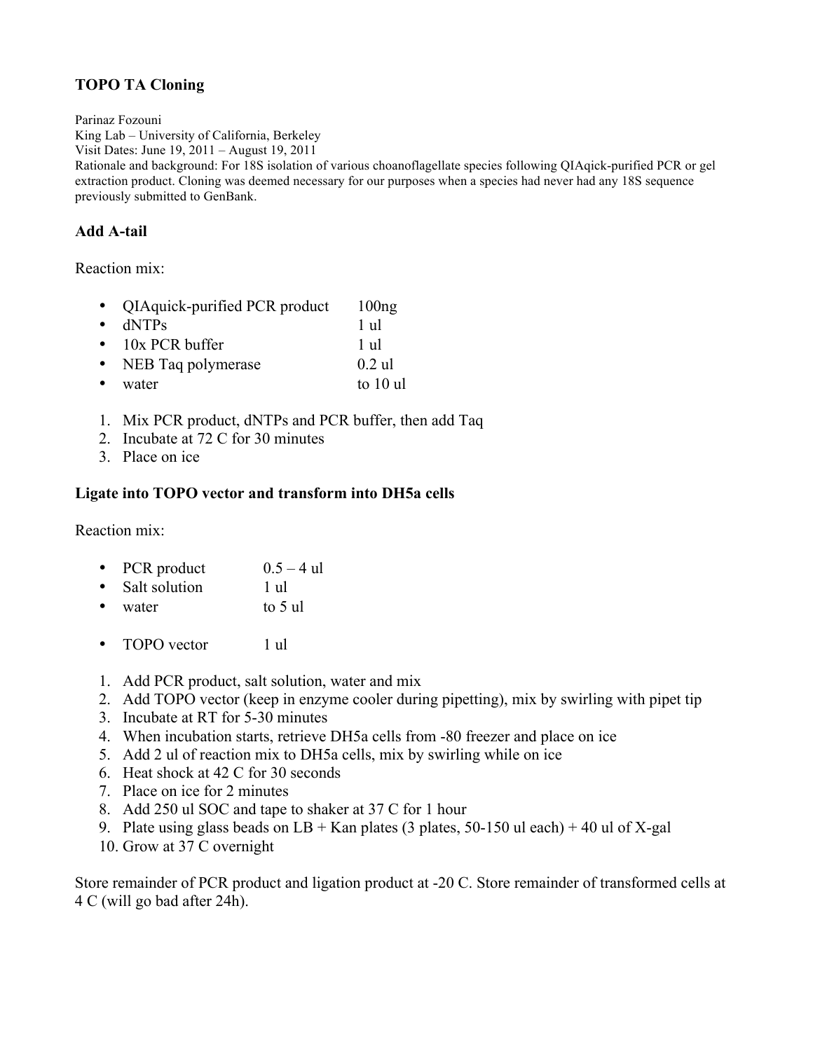## TOPO TA Cloning

Parinaz Fozouni
King Lab – University of California, Berkeley
Visit Dates: June 19, 2011 – August 19, 2011
Rationale and background: For 18S isolation of various choanoflagellate species following QIAqick-purified PCR or gel extraction product. Cloning was deemed necessary for our purposes when a species had never had any 18S sequence previously submitted to GenBank.

### Add A-tail

Reaction mix:

- QIAquick-purified PCR product 100ng
- dNTPs 1 ul
- 10x PCR buffer 1 ul
- NEB Taq polymerase 0.2 ul
- water to 10 ul

1. Mix PCR product, dNTPs and PCR buffer, then add Taq
2. Incubate at 72 C for 30 minutes
3. Place on ice

### Ligate into TOPO vector and transform into DH5a cells

Reaction mix:

- PCR product 0.5 – 4 ul
- Salt solution 1 ul
- water to 5 ul

- TOPO vector 1 ul

1. Add PCR product, salt solution, water and mix
2. Add TOPO vector (keep in enzyme cooler during pipetting), mix by swirling with pipet tip
3. Incubate at RT for 5-30 minutes
4. When incubation starts, retrieve DH5a cells from -80 freezer and place on ice
5. Add 2 ul of reaction mix to DH5a cells, mix by swirling while on ice
6. Heat shock at 42 C for 30 seconds
7. Place on ice for 2 minutes
8. Add 250 ul SOC and tape to shaker at 37 C for 1 hour
9. Plate using glass beads on LB + Kan plates (3 plates, 50-150 ul each) + 40 ul of X-gal
10. Grow at 37 C overnight

Store remainder of PCR product and ligation product at -20 C. Store remainder of transformed cells at 4 C (will go bad after 24h).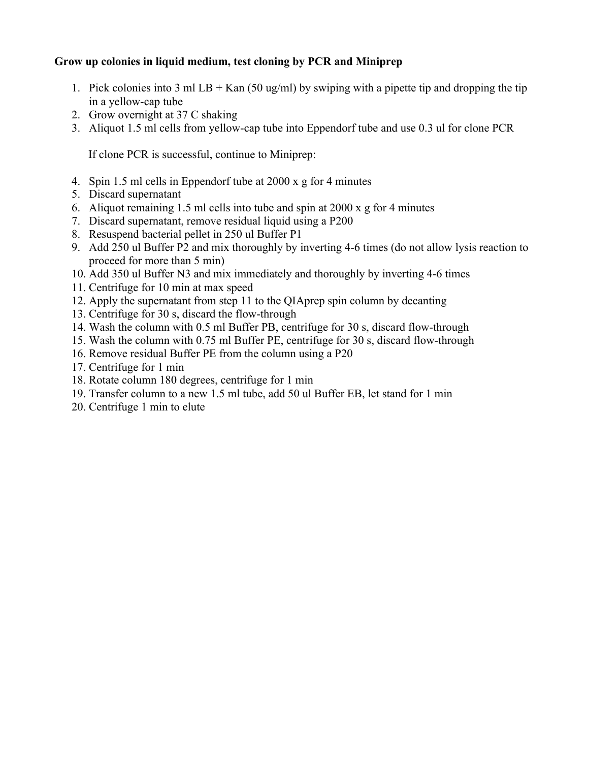**Grow up colonies in liquid medium, test cloning by PCR and Miniprep**

1. Pick colonies into 3 ml LB + Kan (50 ug/ml) by swiping with a pipette tip and dropping the tip in a yellow-cap tube
2. Grow overnight at 37 C shaking
3. Aliquot 1.5 ml cells from yellow-cap tube into Eppendorf tube and use 0.3 ul for clone PCR

   If clone PCR is successful, continue to Miniprep:

4. Spin 1.5 ml cells in Eppendorf tube at 2000 x g for 4 minutes
5. Discard supernatant
6. Aliquot remaining 1.5 ml cells into tube and spin at 2000 x g for 4 minutes
7. Discard supernatant, remove residual liquid using a P200
8. Resuspend bacterial pellet in 250 ul Buffer P1
9. Add 250 ul Buffer P2 and mix thoroughly by inverting 4-6 times (do not allow lysis reaction to proceed for more than 5 min)
10. Add 350 ul Buffer N3 and mix immediately and thoroughly by inverting 4-6 times
11. Centrifuge for 10 min at max speed
12. Apply the supernatant from step 11 to the QIAprep spin column by decanting
13. Centrifuge for 30 s, discard the flow-through
14. Wash the column with 0.5 ml Buffer PB, centrifuge for 30 s, discard flow-through
15. Wash the column with 0.75 ml Buffer PE, centrifuge for 30 s, discard flow-through
16. Remove residual Buffer PE from the column using a P20
17. Centrifuge for 1 min
18. Rotate column 180 degrees, centrifuge for 1 min
19. Transfer column to a new 1.5 ml tube, add 50 ul Buffer EB, let stand for 1 min
20. Centrifuge 1 min to elute